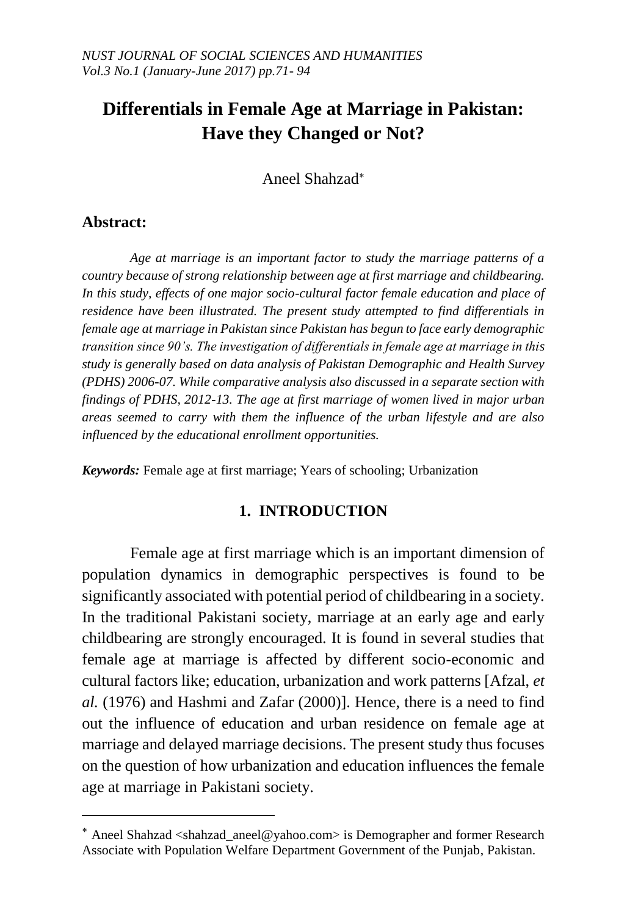# Differentials in Female Age at Marriage in Pakistan: Have they Changed or Not?

Aneel Shahzad*

## Abstract:

*Age at marriage is an important factor to study the marriage patterns of a country because of strong relationship between age at first marriage and childbearing. In this study, effects of one major socio-cultural factor female education and place of residence have been illustrated. The present study attempted to find differentials in female age at marriage in Pakistan since Pakistan has begun to face early demographic transition since 90's. The investigation of differentials in female age at marriage in this study is generally based on data analysis of Pakistan Demographic and Health Survey (PDHS) 2006-07. While comparative analysis also discussed in a separate section with findings of PDHS, 2012-13. The age at first marriage of women lived in major urban areas seemed to carry with them the influence of the urban lifestyle and are also influenced by the educational enrollment opportunities.*

***Keywords:*** Female age at first marriage; Years of schooling; Urbanization

## 1. INTRODUCTION

Female age at first marriage which is an important dimension of population dynamics in demographic perspectives is found to be significantly associated with potential period of childbearing in a society. In the traditional Pakistani society, marriage at an early age and early childbearing are strongly encouraged. It is found in several studies that female age at marriage is affected by different socio-economic and cultural factors like; education, urbanization and work patterns [Afzal, *et al.* (1976) and Hashmi and Zafar (2000)]. Hence, there is a need to find out the influence of education and urban residence on female age at marriage and delayed marriage decisions. The present study thus focuses on the question of how urbanization and education influences the female age at marriage in Pakistani society.

---

* Aneel Shahzad <shahzad_aneel@yahoo.com> is Demographer and former Research Associate with Population Welfare Department Government of the Punjab, Pakistan.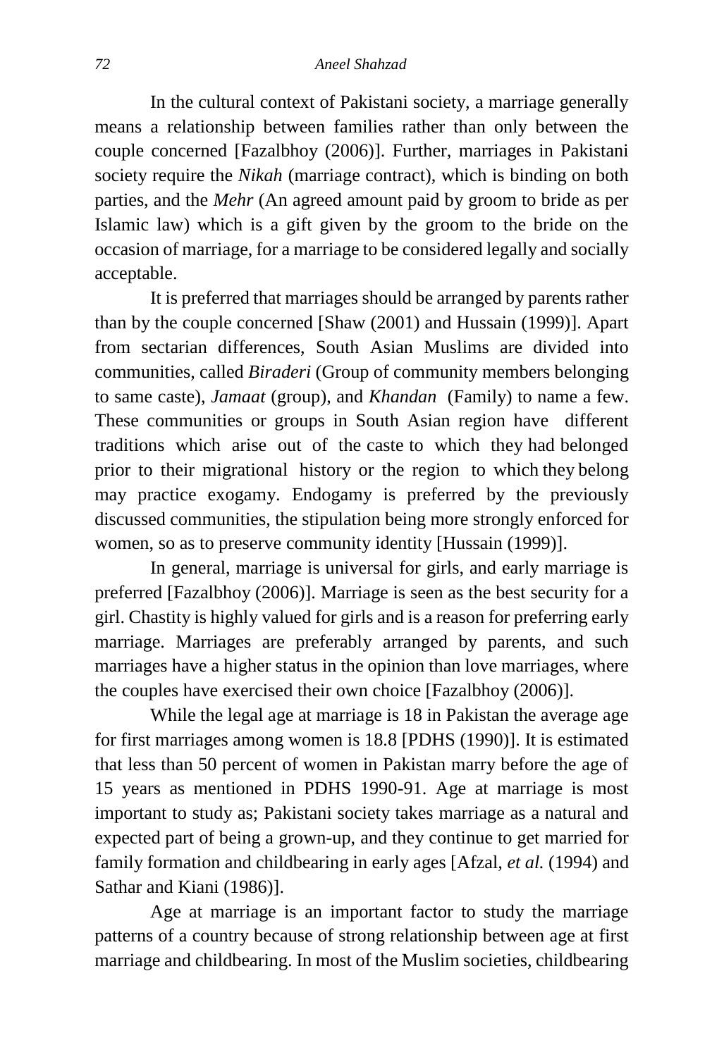In the cultural context of Pakistani society, a marriage generally means a relationship between families rather than only between the couple concerned [Fazalbhoy (2006)]. Further, marriages in Pakistani society require the *Nikah* (marriage contract), which is binding on both parties, and the *Mehr* (An agreed amount paid by groom to bride as per Islamic law) which is a gift given by the groom to the bride on the occasion of marriage, for a marriage to be considered legally and socially acceptable.

It is preferred that marriages should be arranged by parents rather than by the couple concerned [Shaw (2001) and Hussain (1999)]. Apart from sectarian differences, South Asian Muslims are divided into communities, called *Biraderi* (Group of community members belonging to same caste), *Jamaat* (group), and *Khandan* (Family) to name a few. These communities or groups in South Asian region have different traditions which arise out of the caste to which they had belonged prior to their migrational history or the region to which they belong may practice exogamy. Endogamy is preferred by the previously discussed communities, the stipulation being more strongly enforced for women, so as to preserve community identity [Hussain (1999)].

In general, marriage is universal for girls, and early marriage is preferred [Fazalbhoy (2006)]. Marriage is seen as the best security for a girl. Chastity is highly valued for girls and is a reason for preferring early marriage. Marriages are preferably arranged by parents, and such marriages have a higher status in the opinion than love marriages, where the couples have exercised their own choice [Fazalbhoy (2006)].

While the legal age at marriage is 18 in Pakistan the average age for first marriages among women is 18.8 [PDHS (1990)]. It is estimated that less than 50 percent of women in Pakistan marry before the age of 15 years as mentioned in PDHS 1990-91. Age at marriage is most important to study as; Pakistani society takes marriage as a natural and expected part of being a grown-up, and they continue to get married for family formation and childbearing in early ages [Afzal, *et al.* (1994) and Sathar and Kiani (1986)].

Age at marriage is an important factor to study the marriage patterns of a country because of strong relationship between age at first marriage and childbearing. In most of the Muslim societies, childbearing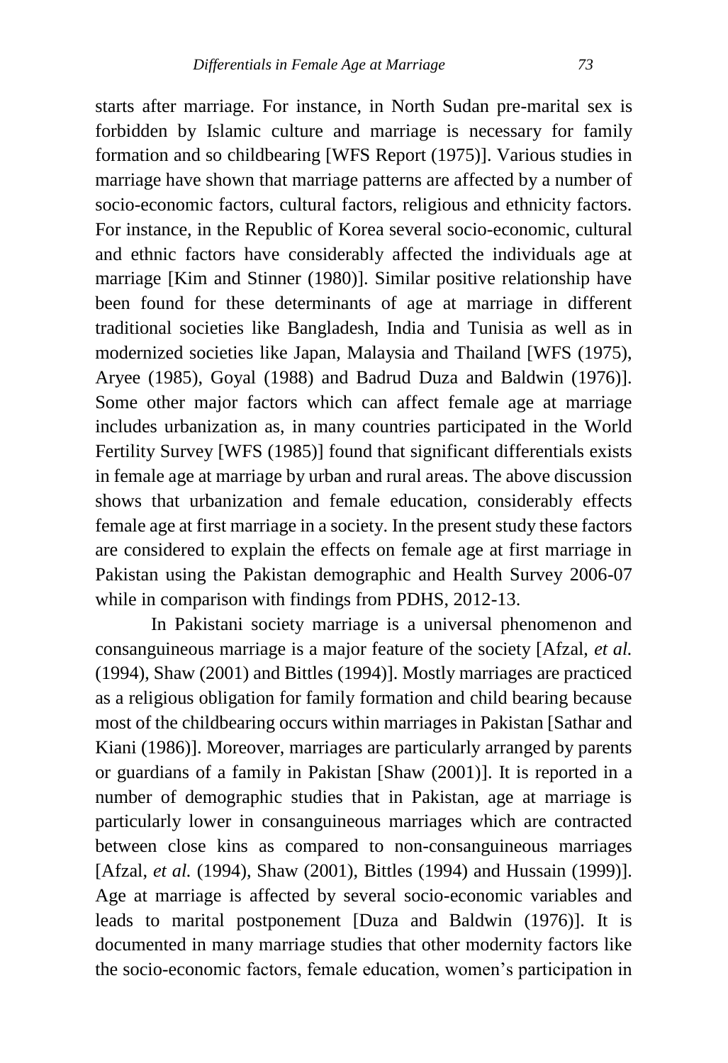starts after marriage. For instance, in North Sudan pre-marital sex is forbidden by Islamic culture and marriage is necessary for family formation and so childbearing [WFS Report (1975)]. Various studies in marriage have shown that marriage patterns are affected by a number of socio-economic factors, cultural factors, religious and ethnicity factors. For instance, in the Republic of Korea several socio-economic, cultural and ethnic factors have considerably affected the individuals age at marriage [Kim and Stinner (1980)]. Similar positive relationship have been found for these determinants of age at marriage in different traditional societies like Bangladesh, India and Tunisia as well as in modernized societies like Japan, Malaysia and Thailand [WFS (1975), Aryee (1985), Goyal (1988) and Badrud Duza and Baldwin (1976)]. Some other major factors which can affect female age at marriage includes urbanization as, in many countries participated in the World Fertility Survey [WFS (1985)] found that significant differentials exists in female age at marriage by urban and rural areas. The above discussion shows that urbanization and female education, considerably effects female age at first marriage in a society. In the present study these factors are considered to explain the effects on female age at first marriage in Pakistan using the Pakistan demographic and Health Survey 2006-07 while in comparison with findings from PDHS, 2012-13.

In Pakistani society marriage is a universal phenomenon and consanguineous marriage is a major feature of the society [Afzal, *et al.* (1994), Shaw (2001) and Bittles (1994)]. Mostly marriages are practiced as a religious obligation for family formation and child bearing because most of the childbearing occurs within marriages in Pakistan [Sathar and Kiani (1986)]. Moreover, marriages are particularly arranged by parents or guardians of a family in Pakistan [Shaw (2001)]. It is reported in a number of demographic studies that in Pakistan, age at marriage is particularly lower in consanguineous marriages which are contracted between close kins as compared to non-consanguineous marriages [Afzal, *et al.* (1994), Shaw (2001), Bittles (1994) and Hussain (1999)]. Age at marriage is affected by several socio-economic variables and leads to marital postponement [Duza and Baldwin (1976)]. It is documented in many marriage studies that other modernity factors like the socio-economic factors, female education, women's participation in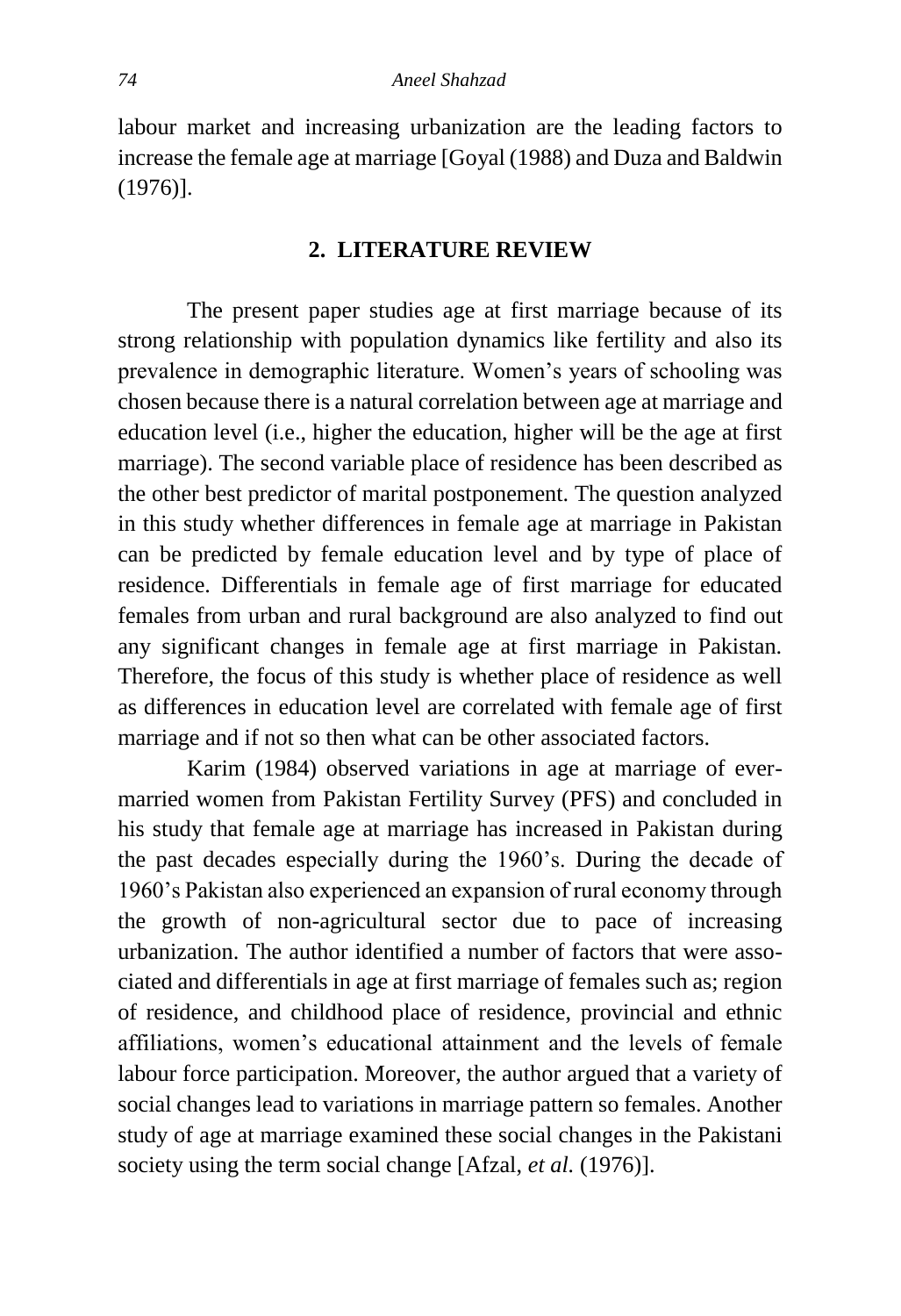labour market and increasing urbanization are the leading factors to increase the female age at marriage [Goyal (1988) and Duza and Baldwin (1976)].

## 2. LITERATURE REVIEW

The present paper studies age at first marriage because of its strong relationship with population dynamics like fertility and also its prevalence in demographic literature. Women's years of schooling was chosen because there is a natural correlation between age at marriage and education level (i.e., higher the education, higher will be the age at first marriage). The second variable place of residence has been described as the other best predictor of marital postponement. The question analyzed in this study whether differences in female age at marriage in Pakistan can be predicted by female education level and by type of place of residence. Differentials in female age of first marriage for educated females from urban and rural background are also analyzed to find out any significant changes in female age at first marriage in Pakistan. Therefore, the focus of this study is whether place of residence as well as differences in education level are correlated with female age of first marriage and if not so then what can be other associated factors.

Karim (1984) observed variations in age at marriage of ever-married women from Pakistan Fertility Survey (PFS) and concluded in his study that female age at marriage has increased in Pakistan during the past decades especially during the 1960's. During the decade of 1960's Pakistan also experienced an expansion of rural economy through the growth of non-agricultural sector due to pace of increasing urbanization. The author identified a number of factors that were associated and differentials in age at first marriage of females such as; region of residence, and childhood place of residence, provincial and ethnic affiliations, women's educational attainment and the levels of female labour force participation. Moreover, the author argued that a variety of social changes lead to variations in marriage pattern so females. Another study of age at marriage examined these social changes in the Pakistani society using the term social change [Afzal, *et al.* (1976)].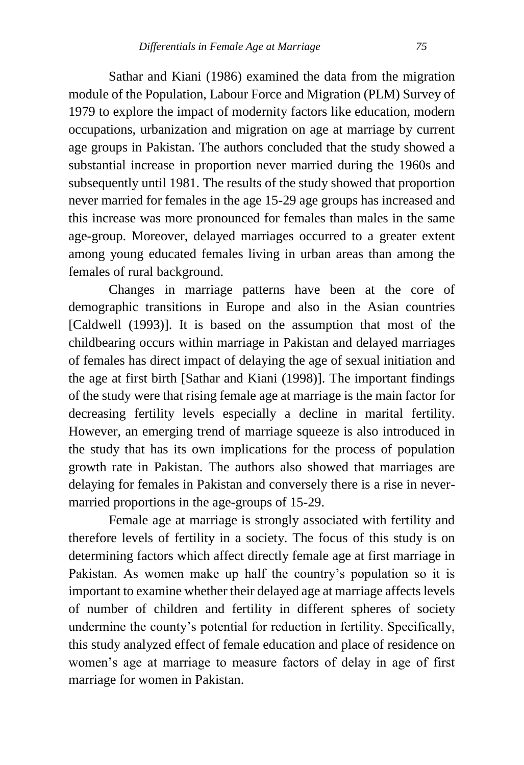Sathar and Kiani (1986) examined the data from the migration module of the Population, Labour Force and Migration (PLM) Survey of 1979 to explore the impact of modernity factors like education, modern occupations, urbanization and migration on age at marriage by current age groups in Pakistan. The authors concluded that the study showed a substantial increase in proportion never married during the 1960s and subsequently until 1981. The results of the study showed that proportion never married for females in the age 15-29 age groups has increased and this increase was more pronounced for females than males in the same age-group. Moreover, delayed marriages occurred to a greater extent among young educated females living in urban areas than among the females of rural background.

Changes in marriage patterns have been at the core of demographic transitions in Europe and also in the Asian countries [Caldwell (1993)]. It is based on the assumption that most of the childbearing occurs within marriage in Pakistan and delayed marriages of females has direct impact of delaying the age of sexual initiation and the age at first birth [Sathar and Kiani (1998)]. The important findings of the study were that rising female age at marriage is the main factor for decreasing fertility levels especially a decline in marital fertility. However, an emerging trend of marriage squeeze is also introduced in the study that has its own implications for the process of population growth rate in Pakistan. The authors also showed that marriages are delaying for females in Pakistan and conversely there is a rise in never-married proportions in the age-groups of 15-29.

Female age at marriage is strongly associated with fertility and therefore levels of fertility in a society. The focus of this study is on determining factors which affect directly female age at first marriage in Pakistan. As women make up half the country's population so it is important to examine whether their delayed age at marriage affects levels of number of children and fertility in different spheres of society undermine the county's potential for reduction in fertility. Specifically, this study analyzed effect of female education and place of residence on women's age at marriage to measure factors of delay in age of first marriage for women in Pakistan.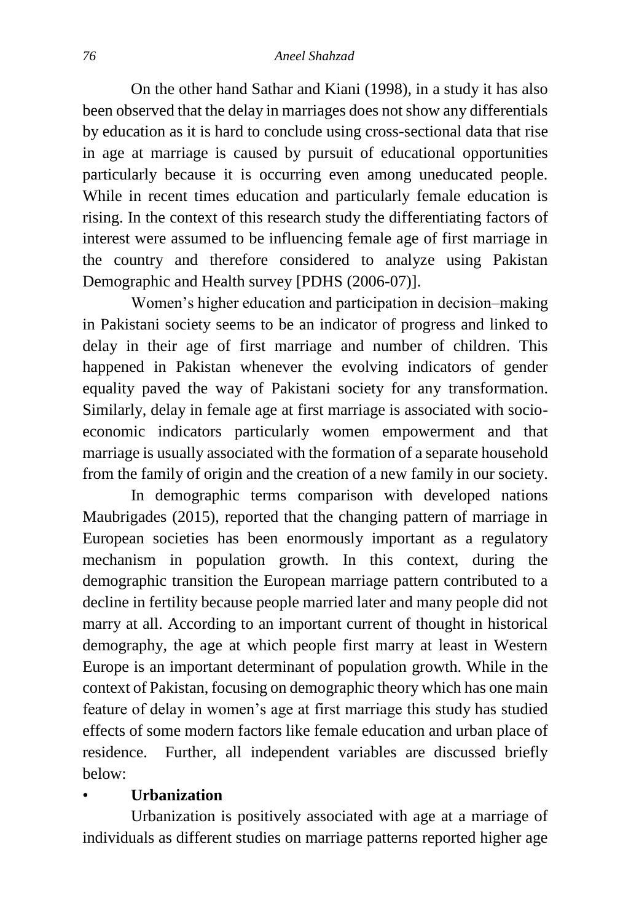On the other hand Sathar and Kiani (1998), in a study it has also been observed that the delay in marriages does not show any differentials by education as it is hard to conclude using cross-sectional data that rise in age at marriage is caused by pursuit of educational opportunities particularly because it is occurring even among uneducated people. While in recent times education and particularly female education is rising. In the context of this research study the differentiating factors of interest were assumed to be influencing female age of first marriage in the country and therefore considered to analyze using Pakistan Demographic and Health survey [PDHS (2006-07)].

Women's higher education and participation in decision–making in Pakistani society seems to be an indicator of progress and linked to delay in their age of first marriage and number of children. This happened in Pakistan whenever the evolving indicators of gender equality paved the way of Pakistani society for any transformation. Similarly, delay in female age at first marriage is associated with socio-economic indicators particularly women empowerment and that marriage is usually associated with the formation of a separate household from the family of origin and the creation of a new family in our society.

In demographic terms comparison with developed nations Maubrigades (2015), reported that the changing pattern of marriage in European societies has been enormously important as a regulatory mechanism in population growth. In this context, during the demographic transition the European marriage pattern contributed to a decline in fertility because people married later and many people did not marry at all. According to an important current of thought in historical demography, the age at which people first marry at least in Western Europe is an important determinant of population growth. While in the context of Pakistan, focusing on demographic theory which has one main feature of delay in women's age at first marriage this study has studied effects of some modern factors like female education and urban place of residence. Further, all independent variables are discussed briefly below:

- **Urbanization**

Urbanization is positively associated with age at a marriage of individuals as different studies on marriage patterns reported higher age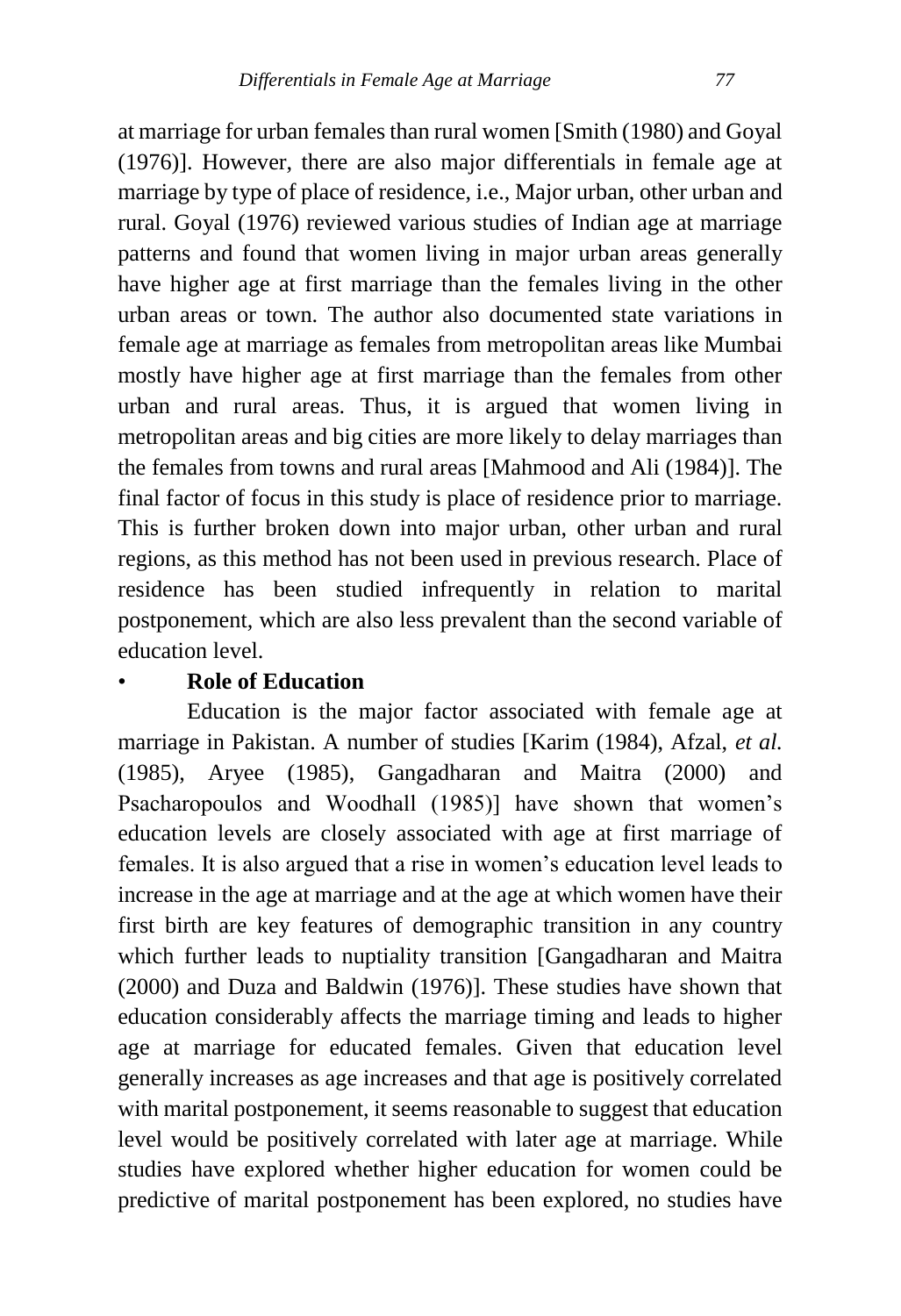at marriage for urban females than rural women [Smith (1980) and Goyal (1976)]. However, there are also major differentials in female age at marriage by type of place of residence, i.e., Major urban, other urban and rural. Goyal (1976) reviewed various studies of Indian age at marriage patterns and found that women living in major urban areas generally have higher age at first marriage than the females living in the other urban areas or town. The author also documented state variations in female age at marriage as females from metropolitan areas like Mumbai mostly have higher age at first marriage than the females from other urban and rural areas. Thus, it is argued that women living in metropolitan areas and big cities are more likely to delay marriages than the females from towns and rural areas [Mahmood and Ali (1984)]. The final factor of focus in this study is place of residence prior to marriage. This is further broken down into major urban, other urban and rural regions, as this method has not been used in previous research. Place of residence has been studied infrequently in relation to marital postponement, which are also less prevalent than the second variable of education level.

- **Role of Education**

Education is the major factor associated with female age at marriage in Pakistan. A number of studies [Karim (1984), Afzal, *et al.* (1985), Aryee (1985), Gangadharan and Maitra (2000) and Psacharopoulos and Woodhall (1985)] have shown that women's education levels are closely associated with age at first marriage of females. It is also argued that a rise in women's education level leads to increase in the age at marriage and at the age at which women have their first birth are key features of demographic transition in any country which further leads to nuptiality transition [Gangadharan and Maitra (2000) and Duza and Baldwin (1976)]. These studies have shown that education considerably affects the marriage timing and leads to higher age at marriage for educated females. Given that education level generally increases as age increases and that age is positively correlated with marital postponement, it seems reasonable to suggest that education level would be positively correlated with later age at marriage. While studies have explored whether higher education for women could be predictive of marital postponement has been explored, no studies have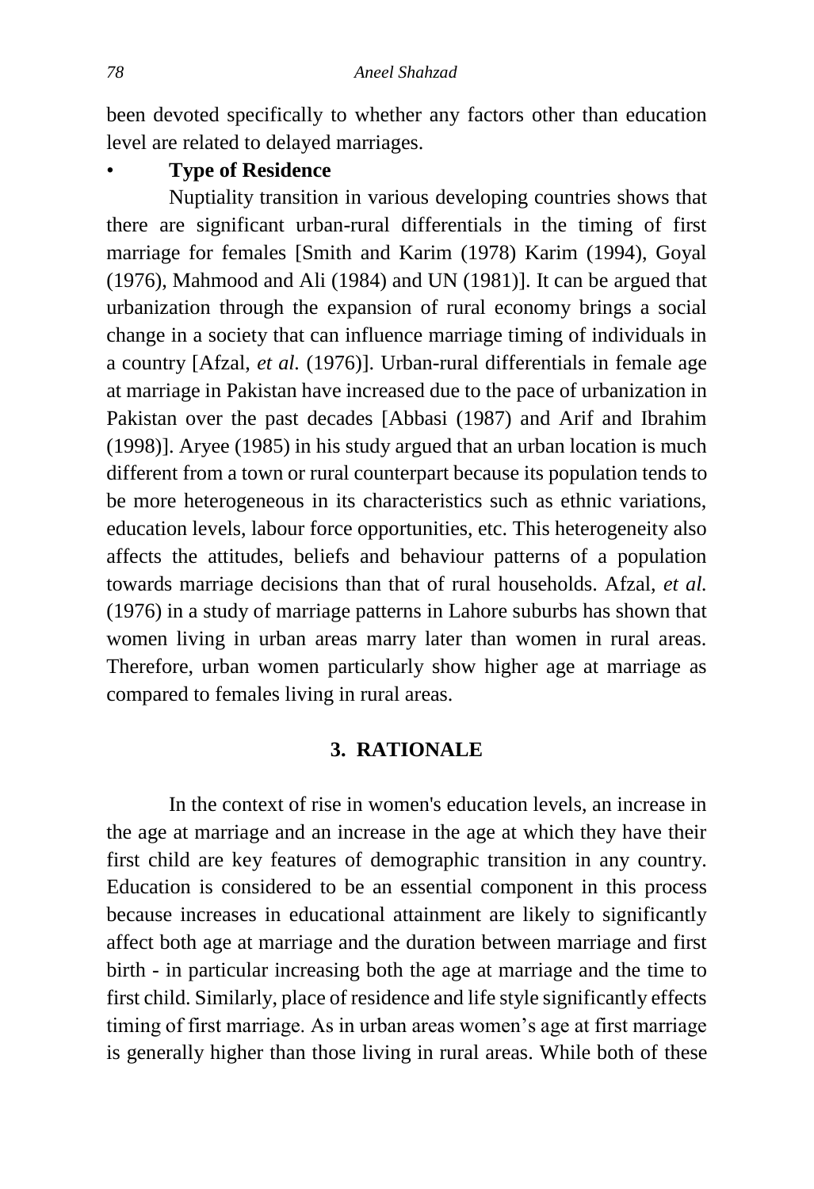been devoted specifically to whether any factors other than education level are related to delayed marriages.

- **Type of Residence**

Nuptiality transition in various developing countries shows that there are significant urban-rural differentials in the timing of first marriage for females [Smith and Karim (1978) Karim (1994), Goyal (1976), Mahmood and Ali (1984) and UN (1981)]. It can be argued that urbanization through the expansion of rural economy brings a social change in a society that can influence marriage timing of individuals in a country [Afzal, *et al.* (1976)]. Urban-rural differentials in female age at marriage in Pakistan have increased due to the pace of urbanization in Pakistan over the past decades [Abbasi (1987) and Arif and Ibrahim (1998)]. Aryee (1985) in his study argued that an urban location is much different from a town or rural counterpart because its population tends to be more heterogeneous in its characteristics such as ethnic variations, education levels, labour force opportunities, etc. This heterogeneity also affects the attitudes, beliefs and behaviour patterns of a population towards marriage decisions than that of rural households. Afzal, *et al.* (1976) in a study of marriage patterns in Lahore suburbs has shown that women living in urban areas marry later than women in rural areas. Therefore, urban women particularly show higher age at marriage as compared to females living in rural areas.

## 3. RATIONALE

In the context of rise in women's education levels, an increase in the age at marriage and an increase in the age at which they have their first child are key features of demographic transition in any country. Education is considered to be an essential component in this process because increases in educational attainment are likely to significantly affect both age at marriage and the duration between marriage and first birth - in particular increasing both the age at marriage and the time to first child. Similarly, place of residence and life style significantly effects timing of first marriage. As in urban areas women's age at first marriage is generally higher than those living in rural areas. While both of these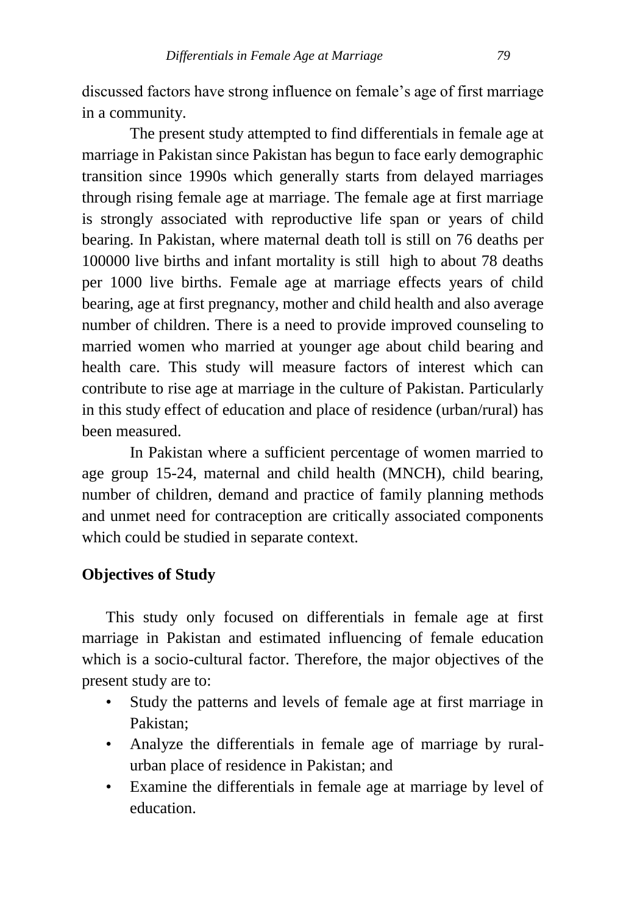discussed factors have strong influence on female's age of first marriage in a community.

The present study attempted to find differentials in female age at marriage in Pakistan since Pakistan has begun to face early demographic transition since 1990s which generally starts from delayed marriages through rising female age at marriage. The female age at first marriage is strongly associated with reproductive life span or years of child bearing. In Pakistan, where maternal death toll is still on 76 deaths per 100000 live births and infant mortality is still high to about 78 deaths per 1000 live births. Female age at marriage effects years of child bearing, age at first pregnancy, mother and child health and also average number of children. There is a need to provide improved counseling to married women who married at younger age about child bearing and health care. This study will measure factors of interest which can contribute to rise age at marriage in the culture of Pakistan. Particularly in this study effect of education and place of residence (urban/rural) has been measured.

In Pakistan where a sufficient percentage of women married to age group 15-24, maternal and child health (MNCH), child bearing, number of children, demand and practice of family planning methods and unmet need for contraception are critically associated components which could be studied in separate context.

## Objectives of Study

This study only focused on differentials in female age at first marriage in Pakistan and estimated influencing of female education which is a socio-cultural factor. Therefore, the major objectives of the present study are to:

- Study the patterns and levels of female age at first marriage in Pakistan;
- Analyze the differentials in female age of marriage by rural-urban place of residence in Pakistan; and
- Examine the differentials in female age at marriage by level of education.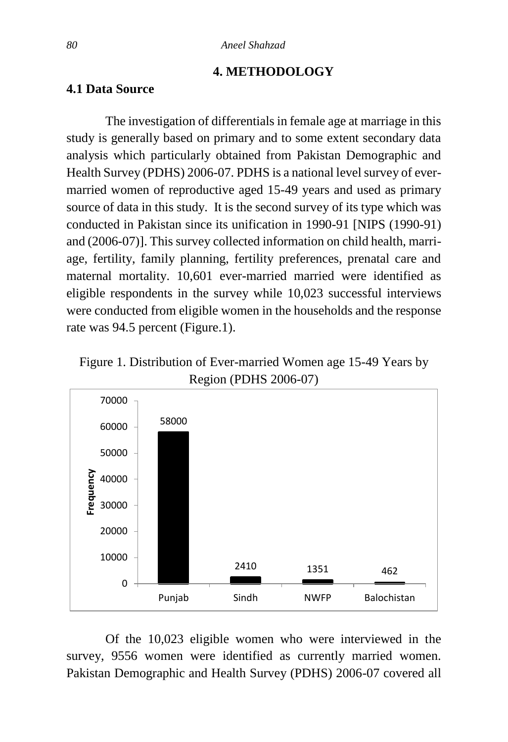# 4. METHODOLOGY

## 4.1 Data Source

The investigation of differentials in female age at marriage in this study is generally based on primary and to some extent secondary data analysis which particularly obtained from Pakistan Demographic and Health Survey (PDHS) 2006-07. PDHS is a national level survey of ever-married women of reproductive aged 15-49 years and used as primary source of data in this study. It is the second survey of its type which was conducted in Pakistan since its unification in 1990-91 [NIPS (1990-91) and (2006-07)]. This survey collected information on child health, marriage, fertility, family planning, fertility preferences, prenatal care and maternal mortality. 10,601 ever-married married were identified as eligible respondents in the survey while 10,023 successful interviews were conducted from eligible women in the households and the response rate was 94.5 percent (Figure.1).

Figure 1. Distribution of Ever-married Women age 15-49 Years by Region (PDHS 2006-07)

| Region | Frequency |
|---|---|
| Punjab | 58000 |
| Sindh | 2410 |
| NWFP | 1351 |
| Balochistan | 462 |

Of the 10,023 eligible women who were interviewed in the survey, 9556 women were identified as currently married women. Pakistan Demographic and Health Survey (PDHS) 2006-07 covered all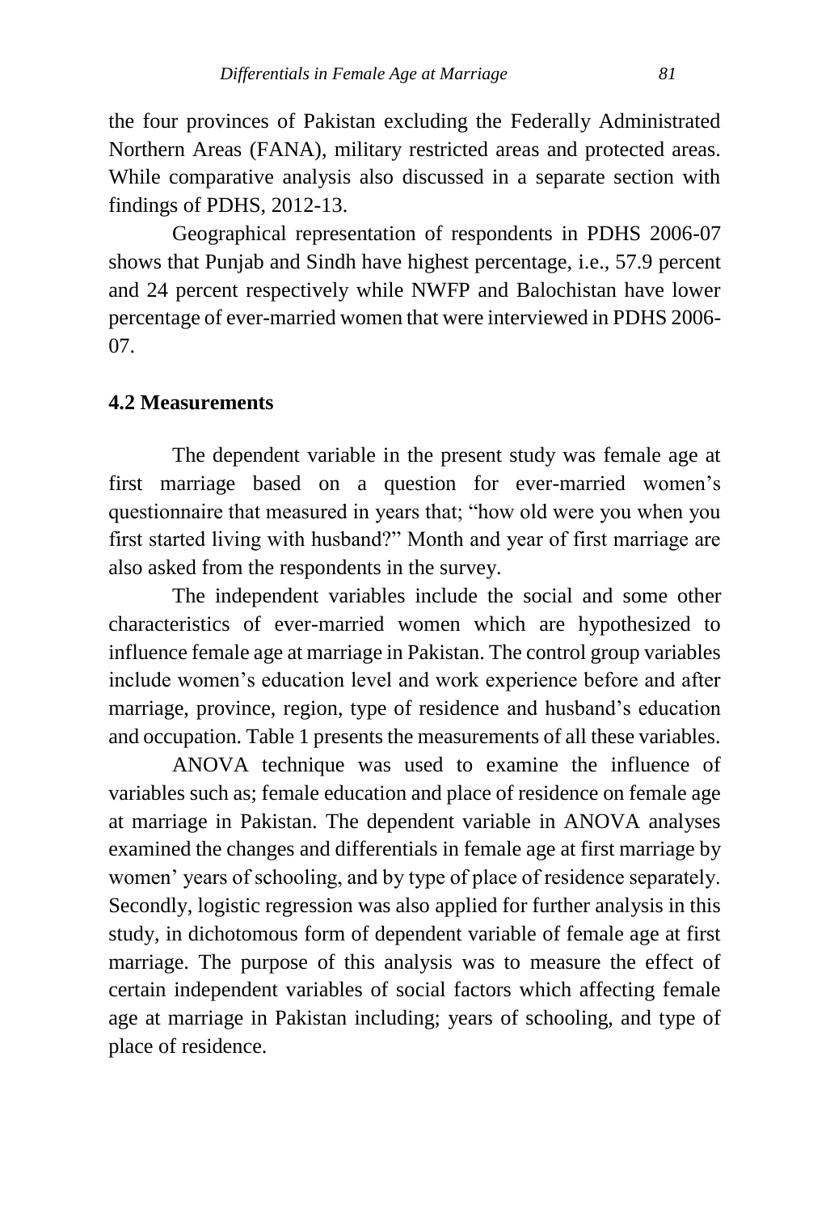the four provinces of Pakistan excluding the Federally Administrated Northern Areas (FANA), military restricted areas and protected areas. While comparative analysis also discussed in a separate section with findings of PDHS, 2012-13.

Geographical representation of respondents in PDHS 2006-07 shows that Punjab and Sindh have highest percentage, i.e., 57.9 percent and 24 percent respectively while NWFP and Balochistan have lower percentage of ever-married women that were interviewed in PDHS 2006-07.

## 4.2 Measurements

The dependent variable in the present study was female age at first marriage based on a question for ever-married women's questionnaire that measured in years that; "how old were you when you first started living with husband?" Month and year of first marriage are also asked from the respondents in the survey.

The independent variables include the social and some other characteristics of ever-married women which are hypothesized to influence female age at marriage in Pakistan. The control group variables include women's education level and work experience before and after marriage, province, region, type of residence and husband's education and occupation. Table 1 presents the measurements of all these variables.

ANOVA technique was used to examine the influence of variables such as; female education and place of residence on female age at marriage in Pakistan. The dependent variable in ANOVA analyses examined the changes and differentials in female age at first marriage by women' years of schooling, and by type of place of residence separately. Secondly, logistic regression was also applied for further analysis in this study, in dichotomous form of dependent variable of female age at first marriage. The purpose of this analysis was to measure the effect of certain independent variables of social factors which affecting female age at marriage in Pakistan including; years of schooling, and type of place of residence.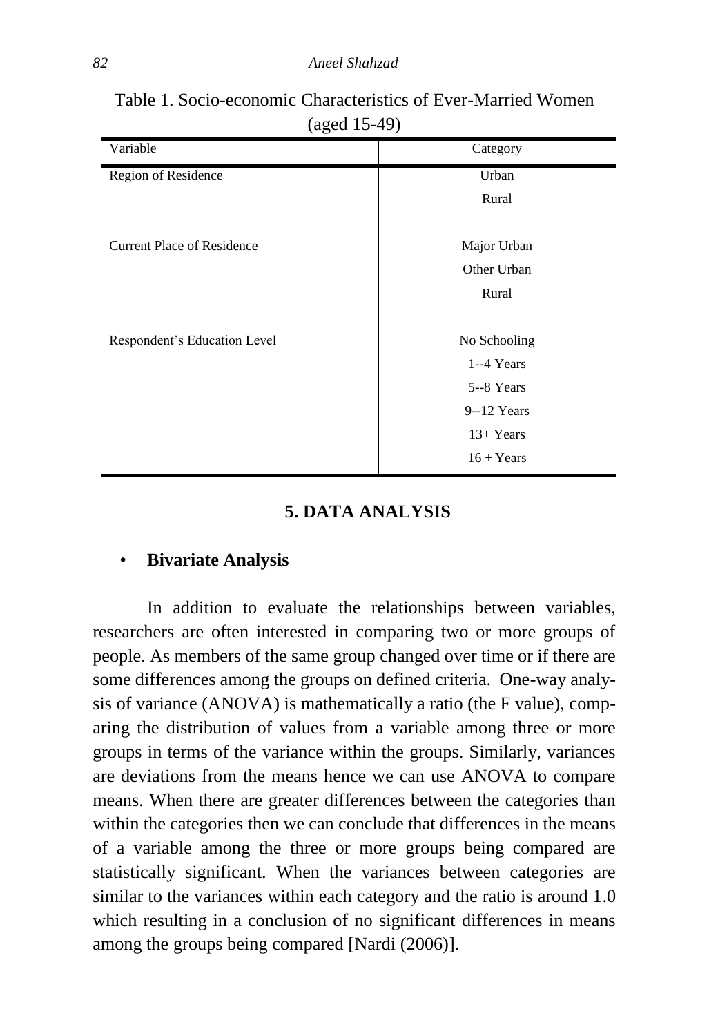Table 1. Socio-economic Characteristics of Ever-Married Women (aged 15-49)

| Variable | Category |
|---|---|
| Region of Residence | Urban |
| | Rural |
| | |
| Current Place of Residence | Major Urban |
| | Other Urban |
| | Rural |
| | |
| Respondent's Education Level | No Schooling |
| | 1--4 Years |
| | 5--8 Years |
| | 9--12 Years |
| | 13+ Years |
| | 16 + Years |

## 5. DATA ANALYSIS

- **Bivariate Analysis**

In addition to evaluate the relationships between variables, researchers are often interested in comparing two or more groups of people. As members of the same group changed over time or if there are some differences among the groups on defined criteria. One-way analysis of variance (ANOVA) is mathematically a ratio (the F value), comparing the distribution of values from a variable among three or more groups in terms of the variance within the groups. Similarly, variances are deviations from the means hence we can use ANOVA to compare means. When there are greater differences between the categories than within the categories then we can conclude that differences in the means of a variable among the three or more groups being compared are statistically significant. When the variances between categories are similar to the variances within each category and the ratio is around 1.0 which resulting in a conclusion of no significant differences in means among the groups being compared [Nardi (2006)].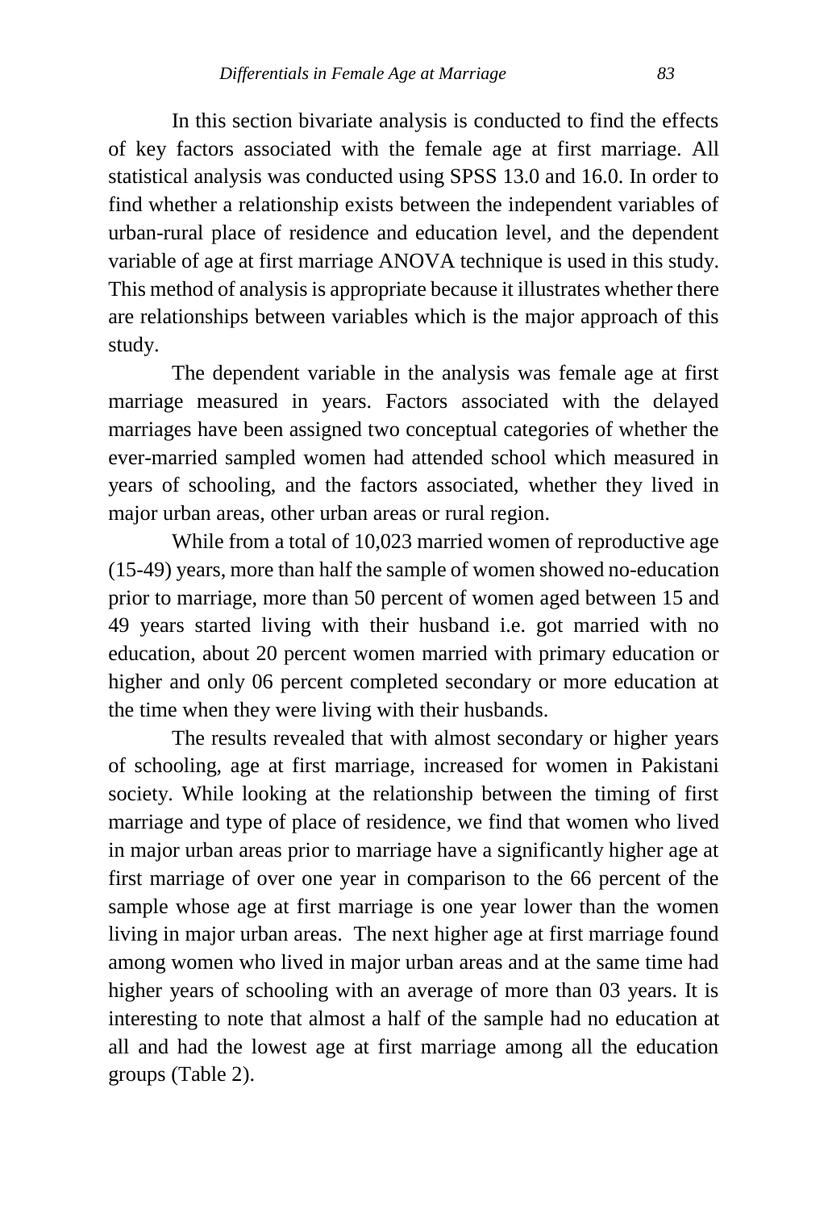In this section bivariate analysis is conducted to find the effects of key factors associated with the female age at first marriage. All statistical analysis was conducted using SPSS 13.0 and 16.0. In order to find whether a relationship exists between the independent variables of urban-rural place of residence and education level, and the dependent variable of age at first marriage ANOVA technique is used in this study. This method of analysis is appropriate because it illustrates whether there are relationships between variables which is the major approach of this study.

The dependent variable in the analysis was female age at first marriage measured in years. Factors associated with the delayed marriages have been assigned two conceptual categories of whether the ever-married sampled women had attended school which measured in years of schooling, and the factors associated, whether they lived in major urban areas, other urban areas or rural region.

While from a total of 10,023 married women of reproductive age (15-49) years, more than half the sample of women showed no-education prior to marriage, more than 50 percent of women aged between 15 and 49 years started living with their husband i.e. got married with no education, about 20 percent women married with primary education or higher and only 06 percent completed secondary or more education at the time when they were living with their husbands.

The results revealed that with almost secondary or higher years of schooling, age at first marriage, increased for women in Pakistani society. While looking at the relationship between the timing of first marriage and type of place of residence, we find that women who lived in major urban areas prior to marriage have a significantly higher age at first marriage of over one year in comparison to the 66 percent of the sample whose age at first marriage is one year lower than the women living in major urban areas. The next higher age at first marriage found among women who lived in major urban areas and at the same time had higher years of schooling with an average of more than 03 years. It is interesting to note that almost a half of the sample had no education at all and had the lowest age at first marriage among all the education groups (Table 2).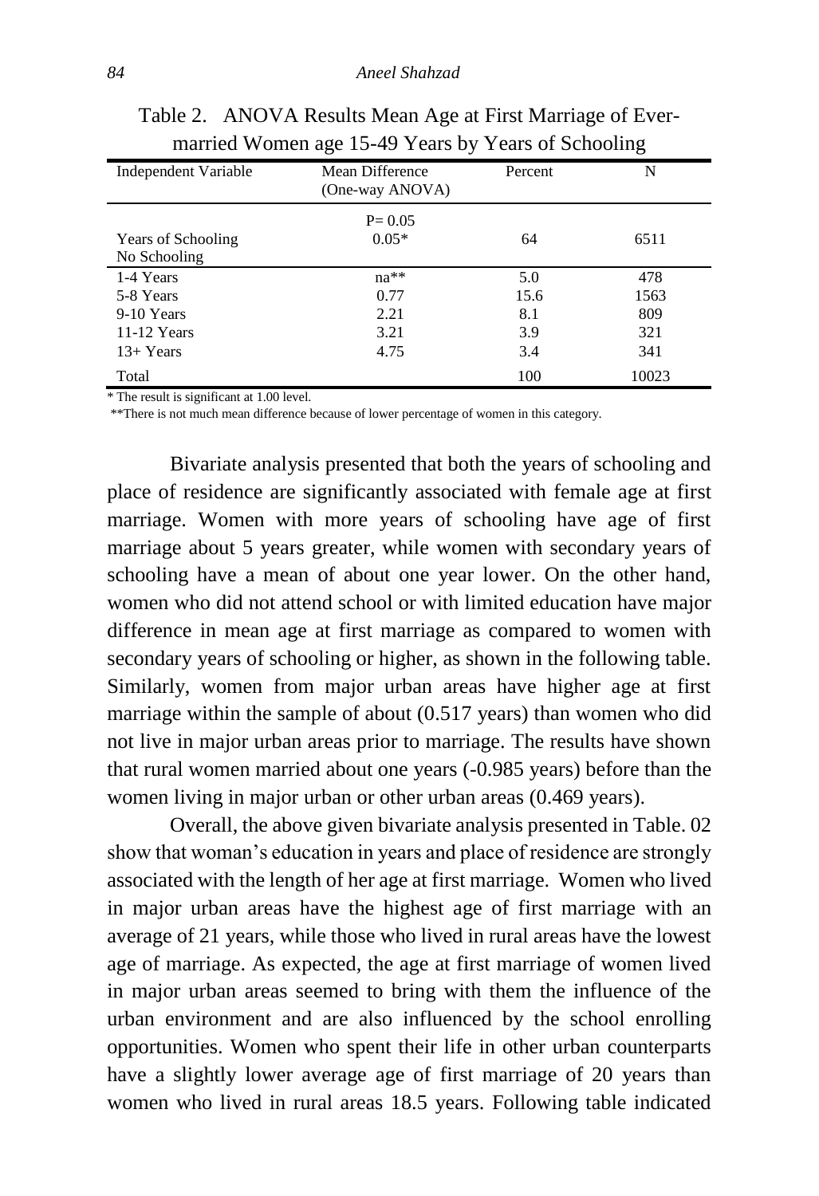Table 2. ANOVA Results Mean Age at First Marriage of Ever-married Women age 15-49 Years by Years of Schooling

| Independent Variable | Mean Difference (One-way ANOVA) | Percent | N |
|---|---|---|---|
| | P= 0.05 | | |
| Years of Schooling | 0.05* | 64 | 6511 |
| No Schooling | | | |
| 1-4 Years | na** | 5.0 | 478 |
| 5-8 Years | 0.77 | 15.6 | 1563 |
| 9-10 Years | 2.21 | 8.1 | 809 |
| 11-12 Years | 3.21 | 3.9 | 321 |
| 13+ Years | 4.75 | 3.4 | 341 |
| Total | | 100 | 10023 |

\* The result is significant at 1.00 level.

**There is not much mean difference because of lower percentage of women in this category.

Bivariate analysis presented that both the years of schooling and place of residence are significantly associated with female age at first marriage. Women with more years of schooling have age of first marriage about 5 years greater, while women with secondary years of schooling have a mean of about one year lower. On the other hand, women who did not attend school or with limited education have major difference in mean age at first marriage as compared to women with secondary years of schooling or higher, as shown in the following table. Similarly, women from major urban areas have higher age at first marriage within the sample of about (0.517 years) than women who did not live in major urban areas prior to marriage. The results have shown that rural women married about one years (-0.985 years) before than the women living in major urban or other urban areas (0.469 years).

Overall, the above given bivariate analysis presented in Table. 02 show that woman's education in years and place of residence are strongly associated with the length of her age at first marriage. Women who lived in major urban areas have the highest age of first marriage with an average of 21 years, while those who lived in rural areas have the lowest age of marriage. As expected, the age at first marriage of women lived in major urban areas seemed to bring with them the influence of the urban environment and are also influenced by the school enrolling opportunities. Women who spent their life in other urban counterparts have a slightly lower average age of first marriage of 20 years than women who lived in rural areas 18.5 years. Following table indicated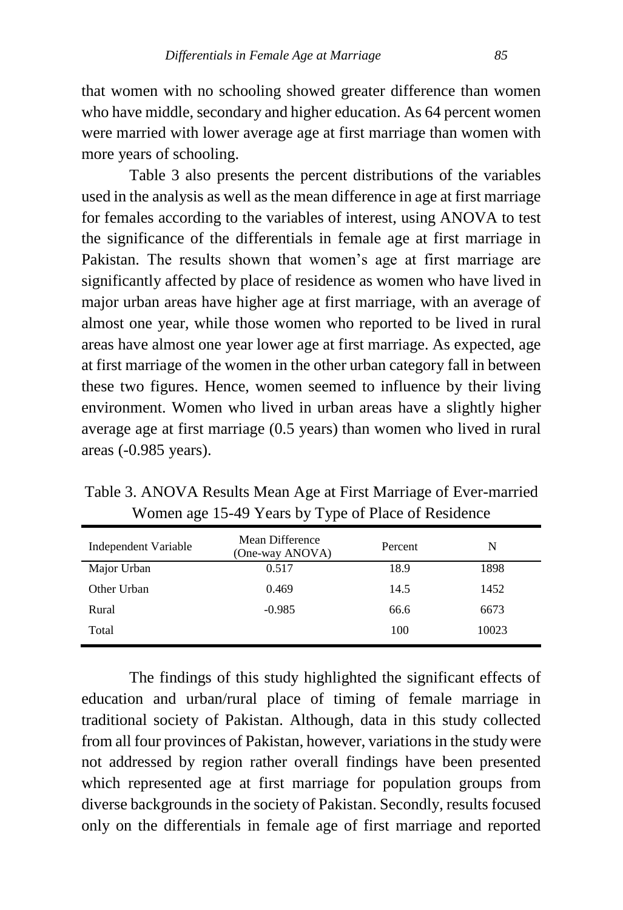that women with no schooling showed greater difference than women who have middle, secondary and higher education. As 64 percent women were married with lower average age at first marriage than women with more years of schooling.

Table 3 also presents the percent distributions of the variables used in the analysis as well as the mean difference in age at first marriage for females according to the variables of interest, using ANOVA to test the significance of the differentials in female age at first marriage in Pakistan. The results shown that women's age at first marriage are significantly affected by place of residence as women who have lived in major urban areas have higher age at first marriage, with an average of almost one year, while those women who reported to be lived in rural areas have almost one year lower age at first marriage. As expected, age at first marriage of the women in the other urban category fall in between these two figures. Hence, women seemed to influence by their living environment. Women who lived in urban areas have a slightly higher average age at first marriage (0.5 years) than women who lived in rural areas (-0.985 years).

Table 3. ANOVA Results Mean Age at First Marriage of Ever-married Women age 15-49 Years by Type of Place of Residence

| Independent Variable | Mean Difference (One-way ANOVA) | Percent | N |
|---|---|---|---|
| Major Urban | 0.517 | 18.9 | 1898 |
| Other Urban | 0.469 | 14.5 | 1452 |
| Rural | -0.985 | 66.6 | 6673 |
| Total | | 100 | 10023 |

The findings of this study highlighted the significant effects of education and urban/rural place of timing of female marriage in traditional society of Pakistan. Although, data in this study collected from all four provinces of Pakistan, however, variations in the study were not addressed by region rather overall findings have been presented which represented age at first marriage for population groups from diverse backgrounds in the society of Pakistan. Secondly, results focused only on the differentials in female age of first marriage and reported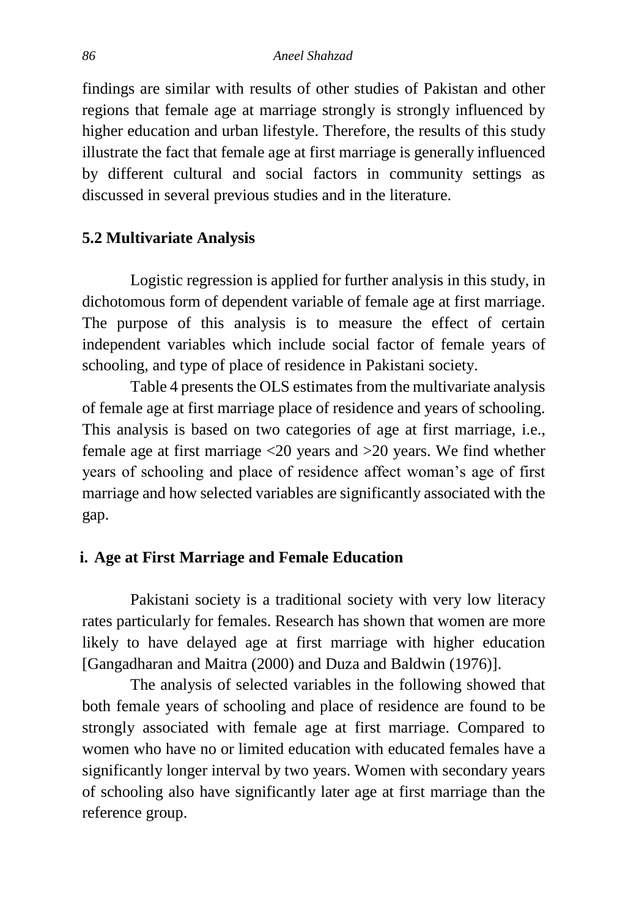findings are similar with results of other studies of Pakistan and other regions that female age at marriage strongly is strongly influenced by higher education and urban lifestyle. Therefore, the results of this study illustrate the fact that female age at first marriage is generally influenced by different cultural and social factors in community settings as discussed in several previous studies and in the literature.

## 5.2 Multivariate Analysis

Logistic regression is applied for further analysis in this study, in dichotomous form of dependent variable of female age at first marriage. The purpose of this analysis is to measure the effect of certain independent variables which include social factor of female years of schooling, and type of place of residence in Pakistani society.

Table 4 presents the OLS estimates from the multivariate analysis of female age at first marriage place of residence and years of schooling. This analysis is based on two categories of age at first marriage, i.e., female age at first marriage <20 years and >20 years. We find whether years of schooling and place of residence affect woman's age of first marriage and how selected variables are significantly associated with the gap.

### i. Age at First Marriage and Female Education

Pakistani society is a traditional society with very low literacy rates particularly for females. Research has shown that women are more likely to have delayed age at first marriage with higher education [Gangadharan and Maitra (2000) and Duza and Baldwin (1976)].

The analysis of selected variables in the following showed that both female years of schooling and place of residence are found to be strongly associated with female age at first marriage. Compared to women who have no or limited education with educated females have a significantly longer interval by two years. Women with secondary years of schooling also have significantly later age at first marriage than the reference group.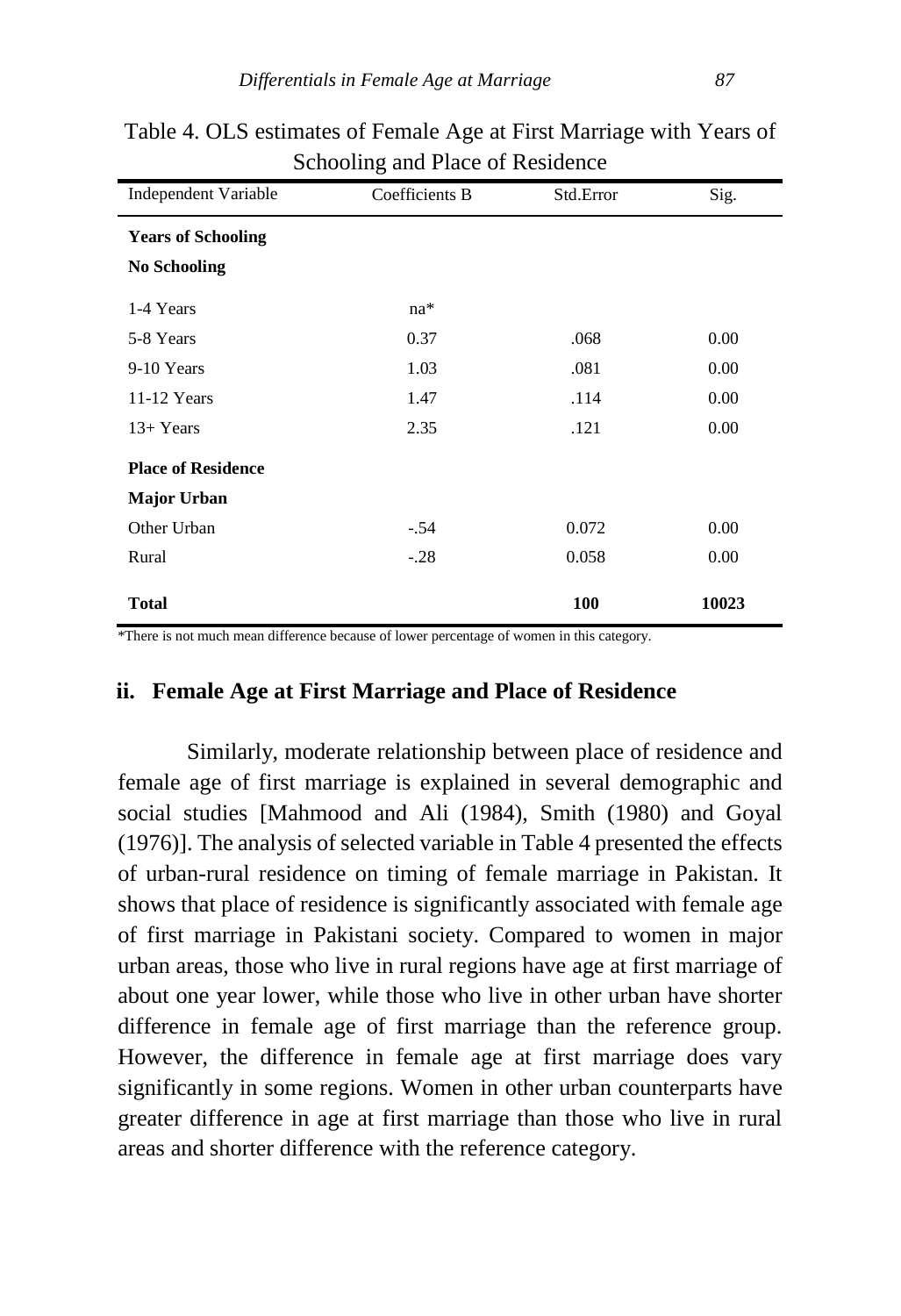Table 4. OLS estimates of Female Age at First Marriage with Years of Schooling and Place of Residence

| Independent Variable | Coefficients B | Std.Error | Sig. |
|---|---|---|---|
| **Years of Schooling** | | | |
| **No Schooling** | | | |
| 1-4 Years | na* | | |
| 5-8 Years | 0.37 | .068 | 0.00 |
| 9-10 Years | 1.03 | .081 | 0.00 |
| 11-12 Years | 1.47 | .114 | 0.00 |
| 13+ Years | 2.35 | .121 | 0.00 |
| **Place of Residence** | | | |
| **Major Urban** | | | |
| Other Urban | -.54 | 0.072 | 0.00 |
| Rural | -.28 | 0.058 | 0.00 |
| **Total** | | **100** | **10023** |

*There is not much mean difference because of lower percentage of women in this category.

### ii. Female Age at First Marriage and Place of Residence

Similarly, moderate relationship between place of residence and female age of first marriage is explained in several demographic and social studies [Mahmood and Ali (1984), Smith (1980) and Goyal (1976)]. The analysis of selected variable in Table 4 presented the effects of urban-rural residence on timing of female marriage in Pakistan. It shows that place of residence is significantly associated with female age of first marriage in Pakistani society. Compared to women in major urban areas, those who live in rural regions have age at first marriage of about one year lower, while those who live in other urban have shorter difference in female age of first marriage than the reference group. However, the difference in female age at first marriage does vary significantly in some regions. Women in other urban counterparts have greater difference in age at first marriage than those who live in rural areas and shorter difference with the reference category.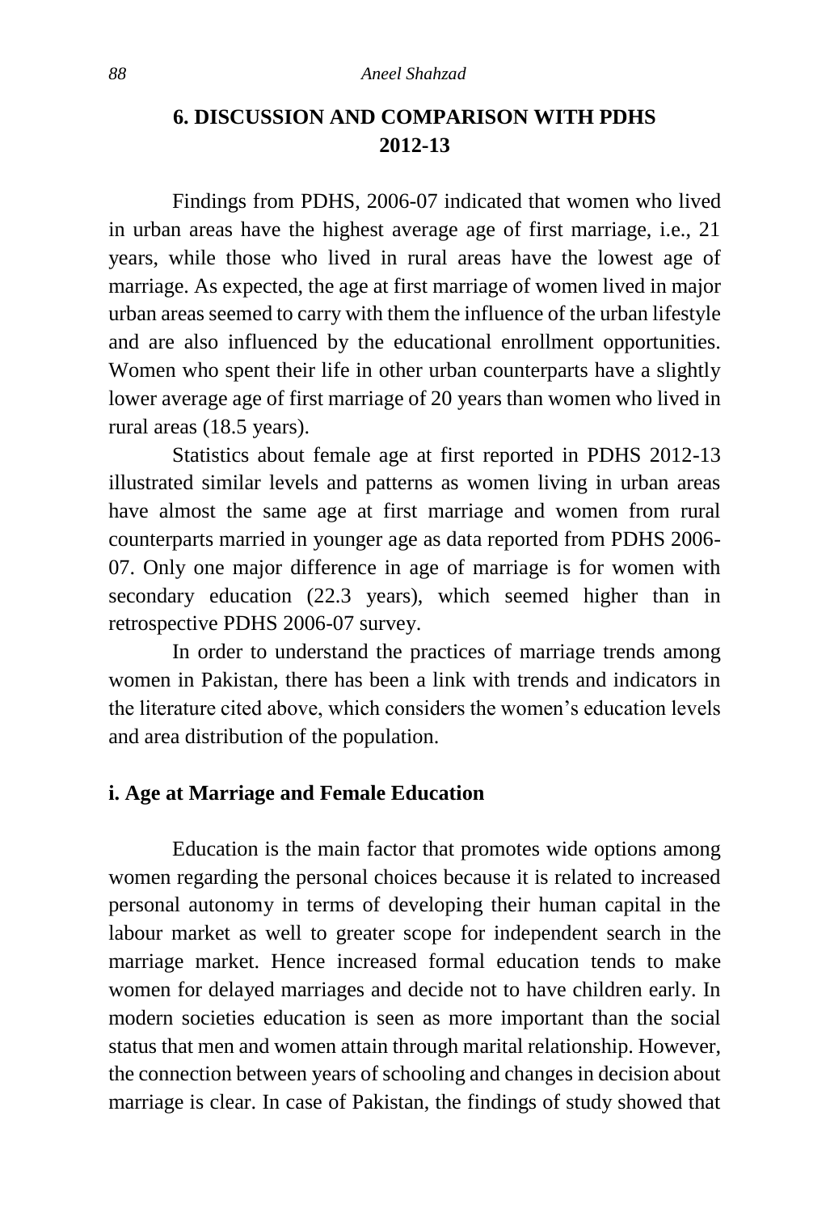## 6. DISCUSSION AND COMPARISON WITH PDHS 2012-13

Findings from PDHS, 2006-07 indicated that women who lived in urban areas have the highest average age of first marriage, i.e., 21 years, while those who lived in rural areas have the lowest age of marriage. As expected, the age at first marriage of women lived in major urban areas seemed to carry with them the influence of the urban lifestyle and are also influenced by the educational enrollment opportunities. Women who spent their life in other urban counterparts have a slightly lower average age of first marriage of 20 years than women who lived in rural areas (18.5 years).

Statistics about female age at first reported in PDHS 2012-13 illustrated similar levels and patterns as women living in urban areas have almost the same age at first marriage and women from rural counterparts married in younger age as data reported from PDHS 2006-07. Only one major difference in age of marriage is for women with secondary education (22.3 years), which seemed higher than in retrospective PDHS 2006-07 survey.

In order to understand the practices of marriage trends among women in Pakistan, there has been a link with trends and indicators in the literature cited above, which considers the women's education levels and area distribution of the population.

### i. Age at Marriage and Female Education

Education is the main factor that promotes wide options among women regarding the personal choices because it is related to increased personal autonomy in terms of developing their human capital in the labour market as well to greater scope for independent search in the marriage market. Hence increased formal education tends to make women for delayed marriages and decide not to have children early. In modern societies education is seen as more important than the social status that men and women attain through marital relationship. However, the connection between years of schooling and changes in decision about marriage is clear. In case of Pakistan, the findings of study showed that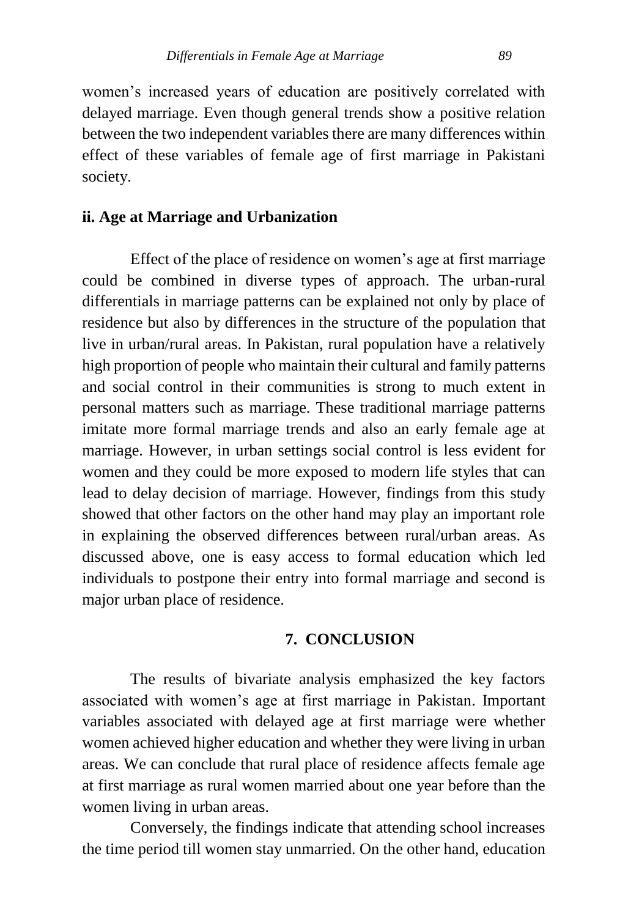women's increased years of education are positively correlated with delayed marriage. Even though general trends show a positive relation between the two independent variables there are many differences within effect of these variables of female age of first marriage in Pakistani society.

### ii. Age at Marriage and Urbanization

Effect of the place of residence on women's age at first marriage could be combined in diverse types of approach. The urban-rural differentials in marriage patterns can be explained not only by place of residence but also by differences in the structure of the population that live in urban/rural areas. In Pakistan, rural population have a relatively high proportion of people who maintain their cultural and family patterns and social control in their communities is strong to much extent in personal matters such as marriage. These traditional marriage patterns imitate more formal marriage trends and also an early female age at marriage. However, in urban settings social control is less evident for women and they could be more exposed to modern life styles that can lead to delay decision of marriage. However, findings from this study showed that other factors on the other hand may play an important role in explaining the observed differences between rural/urban areas. As discussed above, one is easy access to formal education which led individuals to postpone their entry into formal marriage and second is major urban place of residence.

## 7. CONCLUSION

The results of bivariate analysis emphasized the key factors associated with women's age at first marriage in Pakistan. Important variables associated with delayed age at first marriage were whether women achieved higher education and whether they were living in urban areas. We can conclude that rural place of residence affects female age at first marriage as rural women married about one year before than the women living in urban areas.

Conversely, the findings indicate that attending school increases the time period till women stay unmarried. On the other hand, education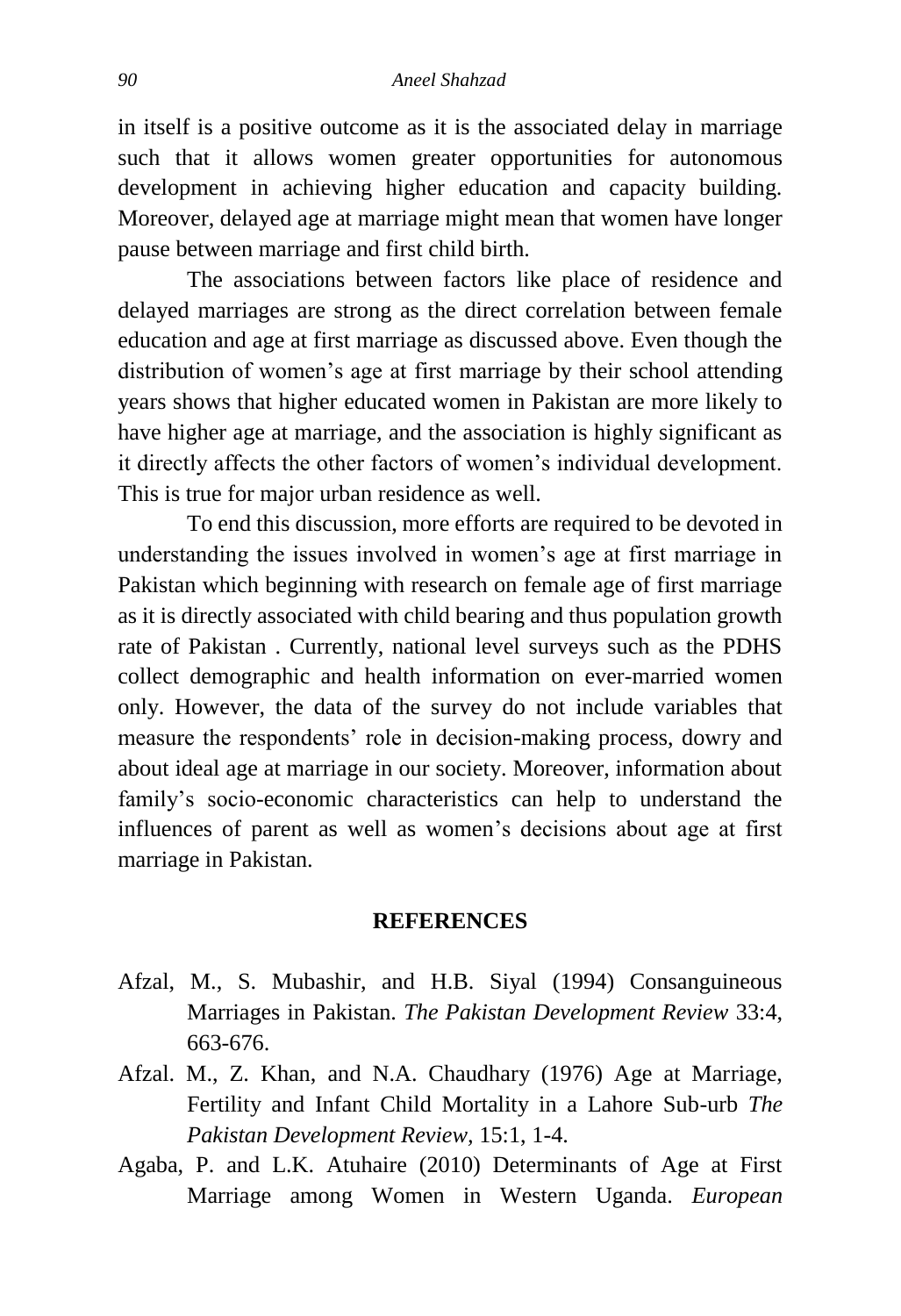in itself is a positive outcome as it is the associated delay in marriage such that it allows women greater opportunities for autonomous development in achieving higher education and capacity building. Moreover, delayed age at marriage might mean that women have longer pause between marriage and first child birth.

The associations between factors like place of residence and delayed marriages are strong as the direct correlation between female education and age at first marriage as discussed above. Even though the distribution of women's age at first marriage by their school attending years shows that higher educated women in Pakistan are more likely to have higher age at marriage, and the association is highly significant as it directly affects the other factors of women's individual development. This is true for major urban residence as well.

To end this discussion, more efforts are required to be devoted in understanding the issues involved in women's age at first marriage in Pakistan which beginning with research on female age of first marriage as it is directly associated with child bearing and thus population growth rate of Pakistan . Currently, national level surveys such as the PDHS collect demographic and health information on ever-married women only. However, the data of the survey do not include variables that measure the respondents' role in decision-making process, dowry and about ideal age at marriage in our society. Moreover, information about family's socio-economic characteristics can help to understand the influences of parent as well as women's decisions about age at first marriage in Pakistan.

## REFERENCES

Afzal, M., S. Mubashir, and H.B. Siyal (1994) Consanguineous Marriages in Pakistan. *The Pakistan Development Review* 33:4, 663-676.

Afzal. M., Z. Khan, and N.A. Chaudhary (1976) Age at Marriage, Fertility and Infant Child Mortality in a Lahore Sub-urb *The Pakistan Development Review,* 15:1, 1-4.

Agaba, P. and L.K. Atuhaire (2010) Determinants of Age at First Marriage among Women in Western Uganda. *European*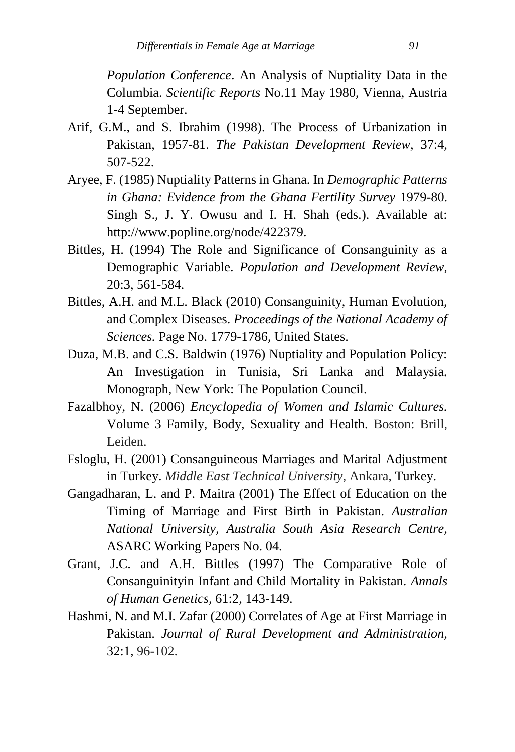*Population Conference*. An Analysis of Nuptiality Data in the Columbia. *Scientific Reports* No.11 May 1980, Vienna, Austria 1-4 September.

Arif, G.M., and S. Ibrahim (1998). The Process of Urbanization in Pakistan, 1957-81. *The Pakistan Development Review,* 37:4, 507-522.

Aryee, F. (1985) Nuptiality Patterns in Ghana. In *Demographic Patterns in Ghana: Evidence from the Ghana Fertility Survey* 1979-80. Singh S., J. Y. Owusu and I. H. Shah (eds.). Available at: http://www.popline.org/node/422379.

Bittles, H. (1994) The Role and Significance of Consanguinity as a Demographic Variable. *Population and Development Review,* 20:3, 561-584.

Bittles, A.H. and M.L. Black (2010) Consanguinity, Human Evolution, and Complex Diseases. *Proceedings of the National Academy of Sciences.* Page No. 1779-1786, United States.

Duza, M.B. and C.S. Baldwin (1976) Nuptiality and Population Policy: An Investigation in Tunisia, Sri Lanka and Malaysia. Monograph, New York: The Population Council.

Fazalbhoy, N. (2006) *Encyclopedia of Women and Islamic Cultures.* Volume 3 Family, Body, Sexuality and Health. Boston: Brill, Leiden.

Fsloglu, H. (2001) Consanguineous Marriages and Marital Adjustment in Turkey. *Middle East Technical University,* Ankara, Turkey.

Gangadharan, L. and P. Maitra (2001) The Effect of Education on the Timing of Marriage and First Birth in Pakistan. *Australian National University, Australia South Asia Research Centre,* ASARC Working Papers No. 04.

Grant, J.C. and A.H. Bittles (1997) The Comparative Role of Consanguinityin Infant and Child Mortality in Pakistan. *Annals of Human Genetics,* 61:2, 143-149.

Hashmi, N. and M.I. Zafar (2000) Correlates of Age at First Marriage in Pakistan. *Journal of Rural Development and Administration,* 32:1, 96-102.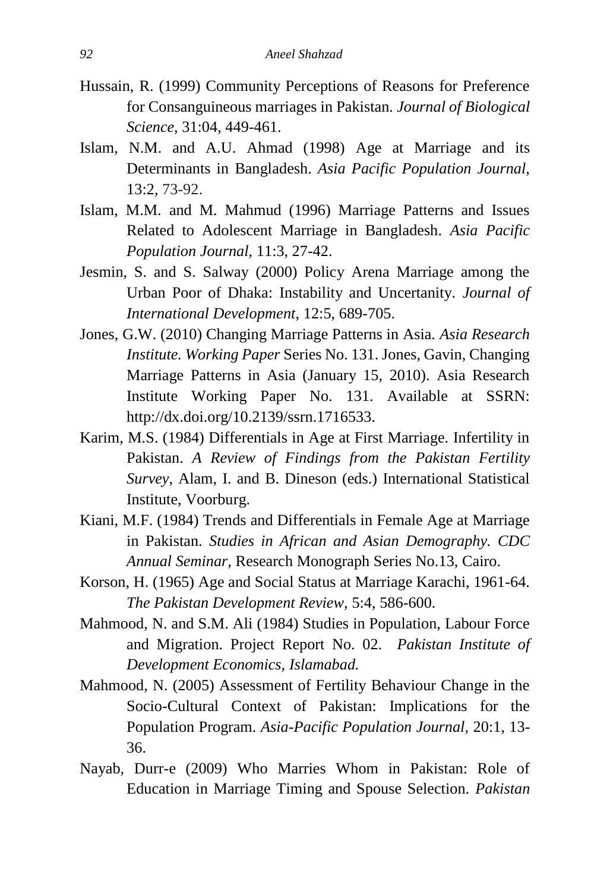Hussain, R. (1999) Community Perceptions of Reasons for Preference for Consanguineous marriages in Pakistan. *Journal of Biological Science*, 31:04, 449-461.

Islam, N.M. and A.U. Ahmad (1998) Age at Marriage and its Determinants in Bangladesh. *Asia Pacific Population Journal,* 13:2, 73-92.

Islam, M.M. and M. Mahmud (1996) Marriage Patterns and Issues Related to Adolescent Marriage in Bangladesh. *Asia Pacific Population Journal*, 11:3, 27-42.

Jesmin, S. and S. Salway (2000) Policy Arena Marriage among the Urban Poor of Dhaka: Instability and Uncertanity. *Journal of International Development*, 12:5, 689-705.

Jones, G.W. (2010) Changing Marriage Patterns in Asia. *Asia Research Institute. Working Paper* Series No. 131. Jones, Gavin, Changing Marriage Patterns in Asia (January 15, 2010). Asia Research Institute Working Paper No. 131. Available at SSRN: http://dx.doi.org/10.2139/ssrn.1716533.

Karim, M.S. (1984) Differentials in Age at First Marriage. Infertility in Pakistan. *A Review of Findings from the Pakistan Fertility Survey*, Alam, I. and B. Dineson (eds.) International Statistical Institute, Voorburg.

Kiani, M.F. (1984) Trends and Differentials in Female Age at Marriage in Pakistan. *Studies in African and Asian Demography. CDC Annual Seminar,* Research Monograph Series No.13, Cairo.

Korson, H. (1965) Age and Social Status at Marriage Karachi, 1961-64. *The Pakistan Development Review,* 5:4, 586-600.

Mahmood, N. and S.M. Ali (1984) Studies in Population, Labour Force and Migration. Project Report No. 02. *Pakistan Institute of Development Economics, Islamabad.*

Mahmood, N. (2005) Assessment of Fertility Behaviour Change in the Socio-Cultural Context of Pakistan: Implications for the Population Program. *Asia-Pacific Population Journal*, 20:1, 13-36.

Nayab, Durr-e (2009) Who Marries Whom in Pakistan: Role of Education in Marriage Timing and Spouse Selection. *Pakistan*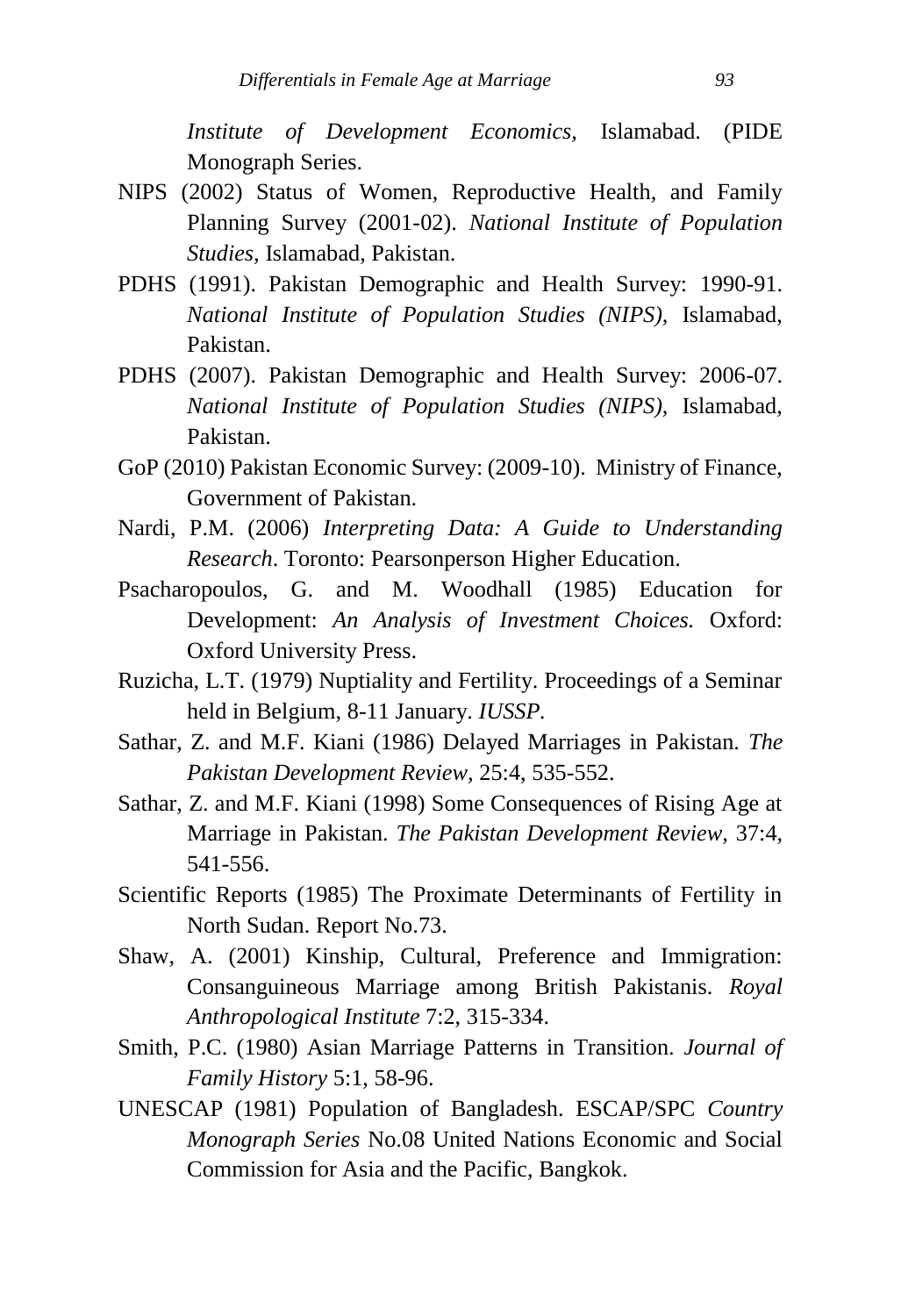*Institute of Development Economics,* Islamabad. (PIDE Monograph Series.

NIPS (2002) Status of Women, Reproductive Health, and Family Planning Survey (2001-02). *National Institute of Population Studies,* Islamabad, Pakistan.

PDHS (1991). Pakistan Demographic and Health Survey: 1990-91. *National Institute of Population Studies (NIPS),* Islamabad, Pakistan.

PDHS (2007). Pakistan Demographic and Health Survey: 2006-07. *National Institute of Population Studies (NIPS),* Islamabad, Pakistan.

GoP (2010) Pakistan Economic Survey: (2009-10). Ministry of Finance, Government of Pakistan.

Nardi, P.M. (2006) *Interpreting Data: A Guide to Understanding Research*. Toronto: Pearsonperson Higher Education.

Psacharopoulos, G. and M. Woodhall (1985) Education for Development: *An Analysis of Investment Choices.* Oxford: Oxford University Press.

Ruzicha, L.T. (1979) Nuptiality and Fertility. Proceedings of a Seminar held in Belgium, 8-11 January. *IUSSP.*

Sathar, Z. and M.F. Kiani (1986) Delayed Marriages in Pakistan. *The Pakistan Development Review,* 25:4, 535-552.

Sathar, Z. and M.F. Kiani (1998) Some Consequences of Rising Age at Marriage in Pakistan. *The Pakistan Development Review,* 37:4, 541-556.

Scientific Reports (1985) The Proximate Determinants of Fertility in North Sudan. Report No.73.

Shaw, A. (2001) Kinship, Cultural, Preference and Immigration: Consanguineous Marriage among British Pakistanis. *Royal Anthropological Institute* 7:2, 315-334.

Smith, P.C. (1980) Asian Marriage Patterns in Transition. *Journal of Family History* 5:1, 58-96.

UNESCAP (1981) Population of Bangladesh. ESCAP/SPC *Country Monograph Series* No.08 United Nations Economic and Social Commission for Asia and the Pacific, Bangkok.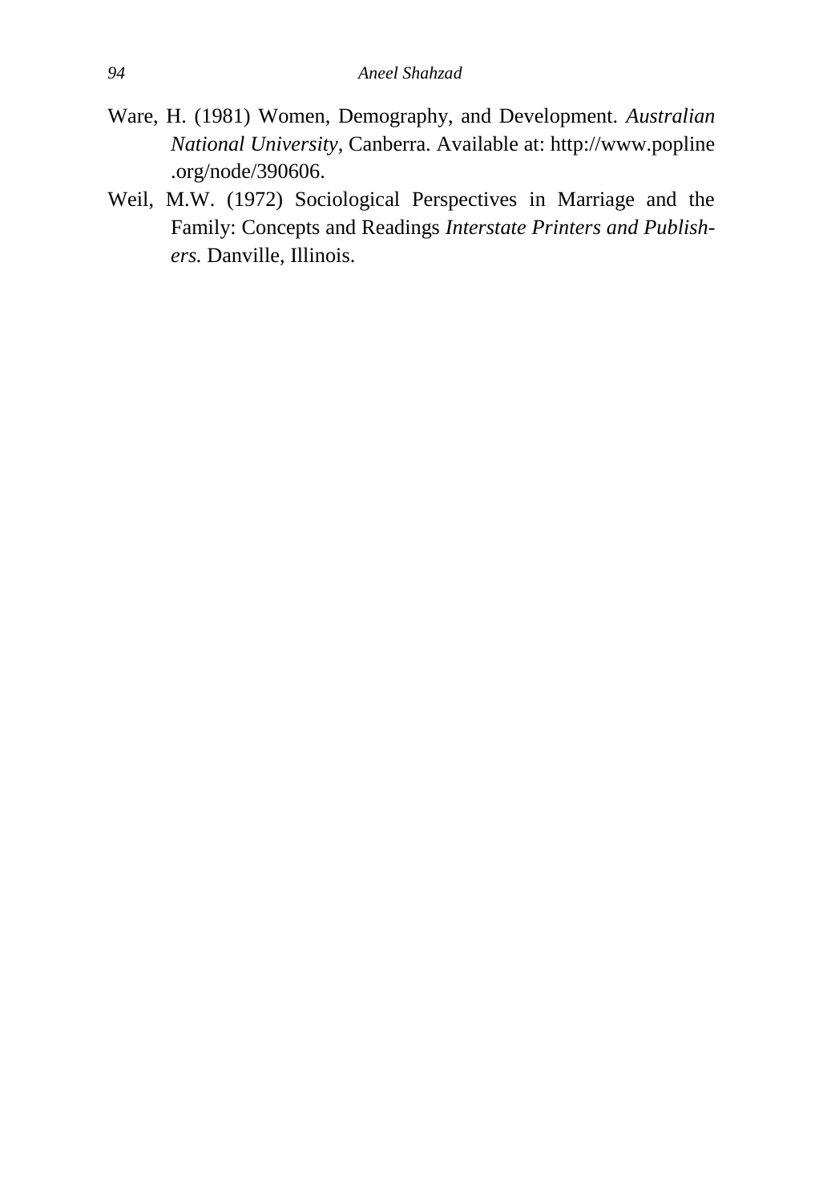Ware, H. (1981) Women, Demography, and Development. *Australian National University*, Canberra. Available at: http://www.popline.org/node/390606.

Weil, M.W. (1972) Sociological Perspectives in Marriage and the Family: Concepts and Readings *Interstate Printers and Publishers.* Danville, Illinois.